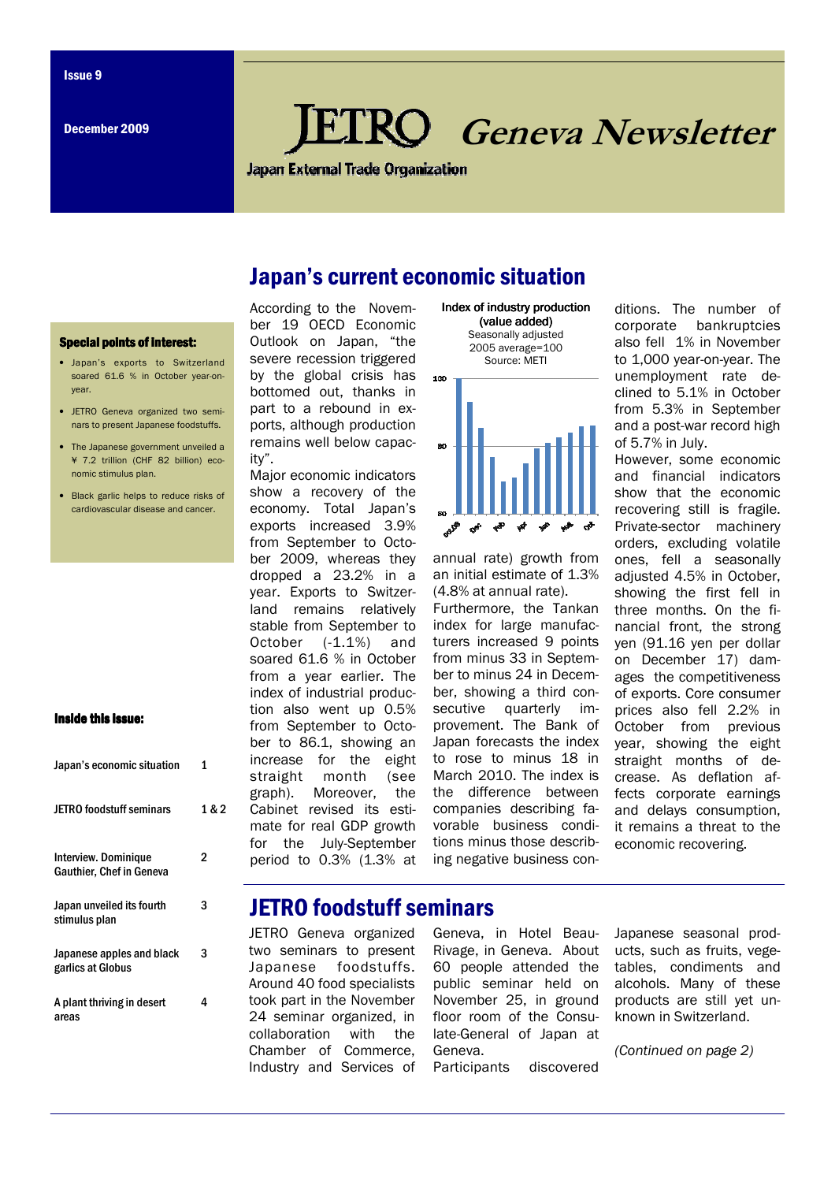Issue 9

December 2009

# JETRO Geneva Newsletter

Japan External Trade Organization

**Special points of interest:**

- Japan's exports to Switzerland soared 61.6 % in October year-on-year.
- JETRO Geneva organized two seminars to present Japanese foodstuffs.
- The Japanese government unveiled a ¥ 7.2 trillion (CHF 82 billion) economic stimulus plan.
- Black garlic helps to reduce risks of cardiovascular disease and cancer.

**Inside this issue:**

| | |
|---|---|
| Japan's economic situation | 1 |
| JETRO foodstuff seminars | 1 & 2 |
| Interview. Dominique Gauthier, Chef in Geneva | 2 |
| Japan unveiled its fourth stimulus plan | 3 |
| Japanese apples and black garlics at Globus | 3 |
| A plant thriving in desert areas | 4 |

## Japan's current economic situation

According to the November 19 OECD Economic Outlook on Japan, "the severe recession triggered by the global crisis has bottomed out, thanks in part to a rebound in exports, although production remains well below capacity".

Major economic indicators show a recovery of the economy. Total Japan's exports increased 3.9% from September to October 2009, whereas they dropped a 23.2% in a year. Exports to Switzerland remains relatively stable from September to October (-1.1%) and soared 61.6 % in October from a year earlier. The index of industrial production also went up 0.5% from September to October to 86.1, showing an increase for the eight straight month (see graph). Moreover, the Cabinet revised its estimate for real GDP growth for the July-September period to 0.3% (1.3% at annual rate) growth from an initial estimate of 1.3% (4.8% at annual rate).

Index of industry production (value added)
Seasonally adjusted
2005 average=100
Source: METI

Furthermore, the Tankan index for large manufacturers increased 9 points from minus 33 in September to minus 24 in December, showing a third consecutive quarterly improvement. The Bank of Japan forecasts the index to rose to minus 18 in March 2010. The index is the difference between companies describing favorable business conditions minus those describing negative business conditions. The number of corporate bankruptcies also fell 1% in November to 1,000 year-on-year. The unemployment rate declined to 5.1% in October from 5.3% in September and a post-war record high of 5.7% in July.

However, some economic and financial indicators show that the economic recovering still is fragile. Private-sector machinery orders, excluding volatile ones, fell a seasonally adjusted 4.5% in October, showing the first fell in three months. On the financial front, the strong yen (91.16 yen per dollar on December 17) damages the competitiveness of exports. Core consumer prices also fell 2.2% in October from previous year, showing the eight straight months of decrease. As deflation affects corporate earnings and delays consumption, it remains a threat to the economic recovering.

## JETRO foodstuff seminars

JETRO Geneva organized two seminars to present Japanese foodstuffs. Around 40 food specialists took part in the November 24 seminar organized, in collaboration with the Chamber of Commerce, Industry and Services of Geneva, in Hotel Beau-Rivage, in Geneva. About 60 people attended the public seminar held on November 25, in ground floor room of the Consulate-General of Japan at Geneva.

Participants discovered Japanese seasonal products, such as fruits, vegetables, condiments and alcohols. Many of these products are still yet unknown in Switzerland.

*(Continued on page 2)*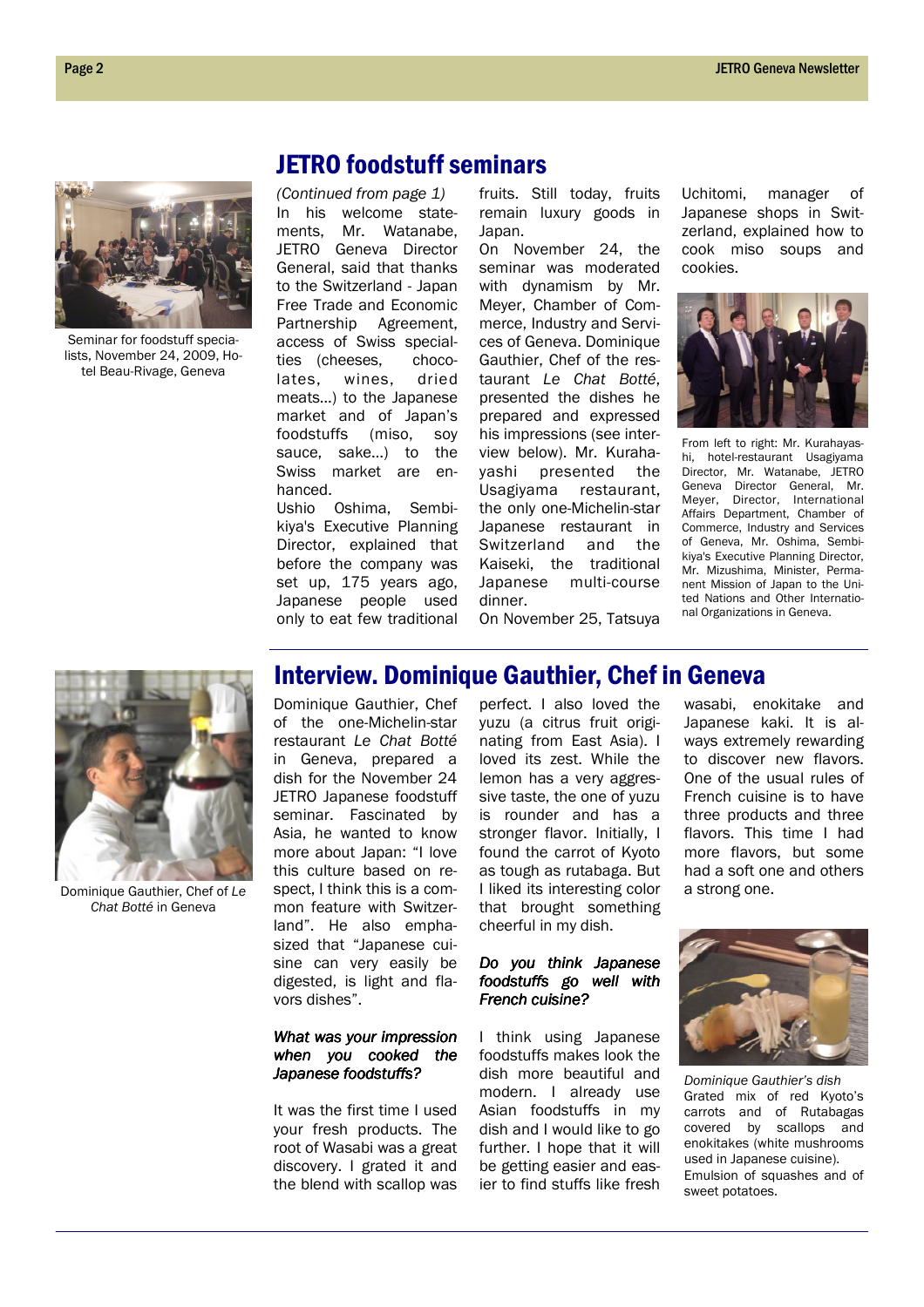## JETRO foodstuff seminars

Seminar for foodstuff specialists, November 24, 2009, Hotel Beau-Rivage, Geneva

*(Continued from page 1)*

In his welcome statements, Mr. Watanabe, JETRO Geneva Director General, said that thanks to the Switzerland - Japan Free Trade and Economic Partnership Agreement, access of Swiss specialties (cheeses, chocolates, wines, dried meats…) to the Japanese market and of Japan's foodstuffs (miso, soy sauce, sake…) to the Swiss market are enhanced.

Ushio Oshima, Sembikiya's Executive Planning Director, explained that before the company was set up, 175 years ago, Japanese people used only to eat few traditional fruits. Still today, fruits remain luxury goods in Japan.

On November 24, the seminar was moderated with dynamism by Mr. Meyer, Chamber of Commerce, Industry and Services of Geneva. Dominique Gauthier, Chef of the restaurant *Le Chat Botté*, presented the dishes he prepared and expressed his impressions (see interview below). Mr. Kurahayashi presented the Usagiyama restaurant, the only one-Michelin-star Japanese restaurant in Switzerland and the Kaiseki, the traditional Japanese multi-course dinner.

On November 25, Tatsuya Uchitomi, manager of Japanese shops in Switzerland, explained how to cook miso soups and cookies.

From left to right: Mr. Kurahayashi, hotel-restaurant Usagiyama Director, Mr. Watanabe, JETRO Geneva Director General, Mr. Meyer, Director, International Affairs Department, Chamber of Commerce, Industry and Services of Geneva, Mr. Oshima, Sembikiya's Executive Planning Director, Mr. Mizushima, Minister, Permanent Mission of Japan to the United Nations and Other International Organizations in Geneva.

## Interview. Dominique Gauthier, Chef in Geneva

Dominique Gauthier, Chef of *Le Chat Botté* in Geneva

Dominique Gauthier, Chef of the one-Michelin-star restaurant *Le Chat Botté* in Geneva, prepared a dish for the November 24 JETRO Japanese foodstuff seminar. Fascinated by Asia, he wanted to know more about Japan: "I love this culture based on respect, I think this is a common feature with Switzerland". He also emphasized that "Japanese cuisine can very easily be digested, is light and flavors dishes".

***What was your impression when you cooked the Japanese foodstuffs?***

It was the first time I used your fresh products. The root of Wasabi was a great discovery. I grated it and the blend with scallop was perfect. I also loved the yuzu (a citrus fruit originating from East Asia). I loved its zest. While the lemon has a very aggressive taste, the one of yuzu is rounder and has a stronger flavor. Initially, I found the carrot of Kyoto as tough as rutabaga. But I liked its interesting color that brought something cheerful in my dish.

***Do you think Japanese foodstuffs go well with French cuisine?***

I think using Japanese foodstuffs makes look the dish more beautiful and modern. I already use Asian foodstuffs in my dish and I would like to go further. I hope that it will be getting easier and easier to find stuffs like fresh wasabi, enokitake and Japanese kaki. It is always extremely rewarding to discover new flavors. One of the usual rules of French cuisine is to have three products and three flavors. This time I had more flavors, but some had a soft one and others a strong one.

*Dominique Gauthier's dish*
Grated mix of red Kyoto's carrots and of Rutabagas covered by scallops and enokitakes (white mushrooms used in Japanese cuisine). Emulsion of squashes and of sweet potatoes.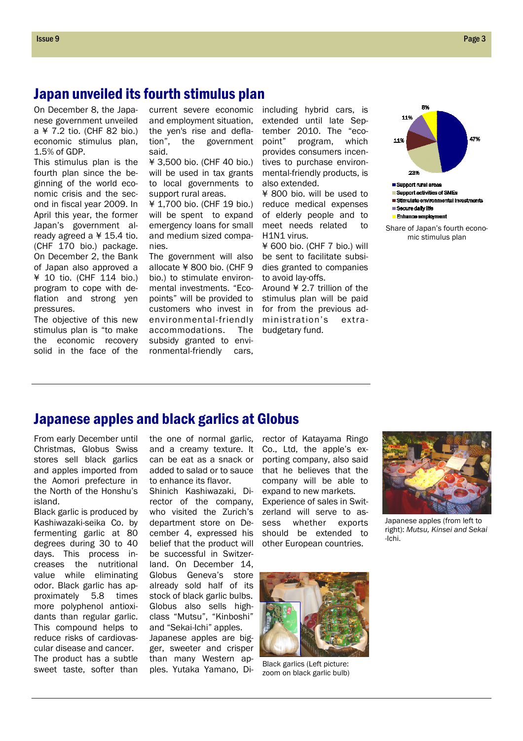# Japan unveiled its fourth stimulus plan

On December 8, the Japanese government unveiled a ¥ 7.2 tio. (CHF 82 bio.) economic stimulus plan, 1.5% of GDP.

This stimulus plan is the fourth plan since the beginning of the world economic crisis and the second in fiscal year 2009. In April this year, the former Japan's government already agreed a ¥ 15.4 tio. (CHF 170 bio.) package. On December 2, the Bank of Japan also approved a ¥ 10 tio. (CHF 114 bio.) program to cope with deflation and strong yen pressures.

The objective of this new stimulus plan is "to make the economic recovery solid in the face of the current severe economic and employment situation, the yen's rise and deflation", the government said.

¥ 3,500 bio. (CHF 40 bio.) will be used in tax grants to local governments to support rural areas.

¥ 1,700 bio. (CHF 19 bio.) will be spent to expand emergency loans for small and medium sized companies.

The government will also allocate ¥ 800 bio. (CHF 9 bio.) to stimulate environmental investments. "Eco-points" will be provided to customers who invest in environmental-friendly accommodations. The subsidy granted to environmental-friendly cars, including hybrid cars, is extended until late September 2010. The "eco-point" program, which provides consumers incentives to purchase environmental-friendly products, is also extended.

¥ 800 bio. will be used to reduce medical expenses of elderly people and to meet needs related to H1N1 virus.

¥ 600 bio. (CHF 7 bio.) will be sent to facilitate subsidies granted to companies to avoid lay-offs.

Around ¥ 2.7 trillion of the stimulus plan will be paid for from the previous administration's extra-budgetary fund.

| Category | Share |
| --- | --- |
| Support rural areas | 47% |
| Support activities of SMEs | 23% |
| Stimulate environmental investments | 11% |
| Secure daily life | 11% |
| Enhance employment | 8% |

Share of Japan's fourth economic stimulus plan

# Japanese apples and black garlics at Globus

From early December until Christmas, Globus Swiss stores sell black garlics and apples imported from the Aomori prefecture in the North of the Honshu's island.

Black garlic is produced by Kashiwazaki-seika Co. by fermenting garlic at 80 degrees during 30 to 40 days. This process increases the nutritional value while eliminating odor. Black garlic has approximately 5.8 times more polyphenol antioxidants than regular garlic. This compound helps to reduce risks of cardiovascular disease and cancer.

The product has a subtle sweet taste, softer than the one of normal garlic, and a creamy texture. It can be eat as a snack or added to salad or to sauce to enhance its flavor.

Shinich Kashiwazaki, Director of the company, who visited the Zurich's department store on December 4, expressed his belief that the product will be successful in Switzerland. On December 14, Globus Geneva's store already sold half of its stock of black garlic bulbs.

Globus also sells high-class "Mutsu", "Kinboshi" and "Sekai-Ichi" apples.

Japanese apples are bigger, sweeter and crisper than many Western apples. Yutaka Yamano, Director of Katayama Ringo Co., Ltd, the apple's exporting company, also said that he believes that the company will be able to expand to new markets. Experience of sales in Switzerland will serve to assess whether exports should be extended to other European countries.

Black garlics (Left picture: zoom on black garlic bulb)

Japanese apples (from left to right): *Mutsu, Kinsei and Sekai-Ichi.*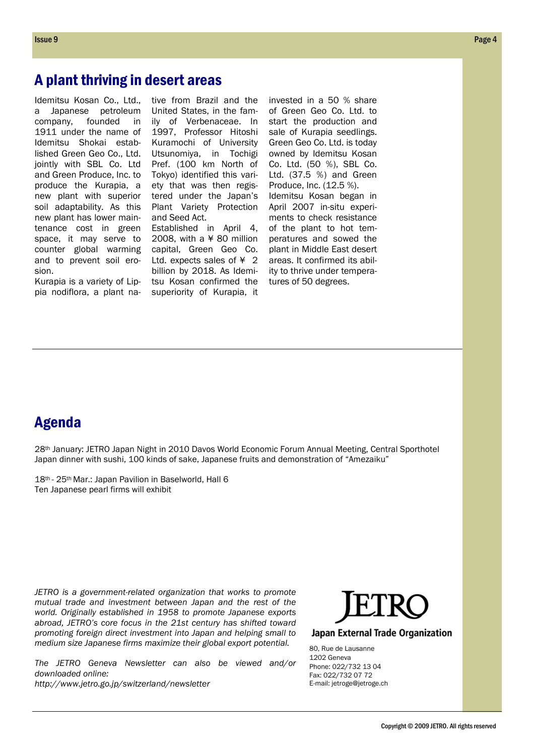## A plant thriving in desert areas

Idemitsu Kosan Co., Ltd., a Japanese petroleum company, founded in 1911 under the name of Idemitsu Shokai established Green Geo Co., Ltd. jointly with SBL Co. Ltd and Green Produce, Inc. to produce the Kurapia, a new plant with superior soil adaptability. As this new plant has lower maintenance cost in green space, it may serve to counter global warming and to prevent soil erosion.

Kurapia is a variety of Lippia nodiflora, a plant native from Brazil and the United States, in the family of Verbenaceae. In 1997, Professor Hitoshi Kuramochi of University Utsunomiya, in Tochigi Pref. (100 km North of Tokyo) identified this variety that was then registered under the Japan's Plant Variety Protection and Seed Act.

Established in April 4, 2008, with a ¥ 80 million capital, Green Geo Co. Ltd. expects sales of ¥ 2 billion by 2018. As Idemitsu Kosan confirmed the superiority of Kurapia, it invested in a 50 % share of Green Geo Co. Ltd. to start the production and sale of Kurapia seedlings. Green Geo Co. Ltd. is today owned by Idemitsu Kosan Co. Ltd. (50 %), SBL Co. Ltd. (37.5 %) and Green Produce, Inc. (12.5 %).

Idemitsu Kosan began in April 2007 in-situ experiments to check resistance of the plant to hot temperatures and sowed the plant in Middle East desert areas. It confirmed its ability to thrive under temperatures of 50 degrees.

## Agenda

28th January: JETRO Japan Night in 2010 Davos World Economic Forum Annual Meeting, Central Sporthotel
Japan dinner with sushi, 100 kinds of sake, Japanese fruits and demonstration of "Amezaiku"

18th - 25th Mar.: Japan Pavilion in Baselworld, Hall 6
Ten Japanese pearl firms will exhibit

*JETRO is a government-related organization that works to promote mutual trade and investment between Japan and the rest of the world. Originally established in 1958 to promote Japanese exports abroad, JETRO's core focus in the 21st century has shifted toward promoting foreign direct investment into Japan and helping small to medium size Japanese firms maximize their global export potential.*

*The JETRO Geneva Newsletter can also be viewed and/or downloaded online:*
*http://www.jetro.go.jp/switzerland/newsletter*

JETRO
**Japan External Trade Organization**

80, Rue de Lausanne
1202 Geneva
Phone: 022/732 13 04
Fax: 022/732 07 72
E-mail: jetroge@jetroge.ch

Copyright © 2009 JETRO. All rights reserved